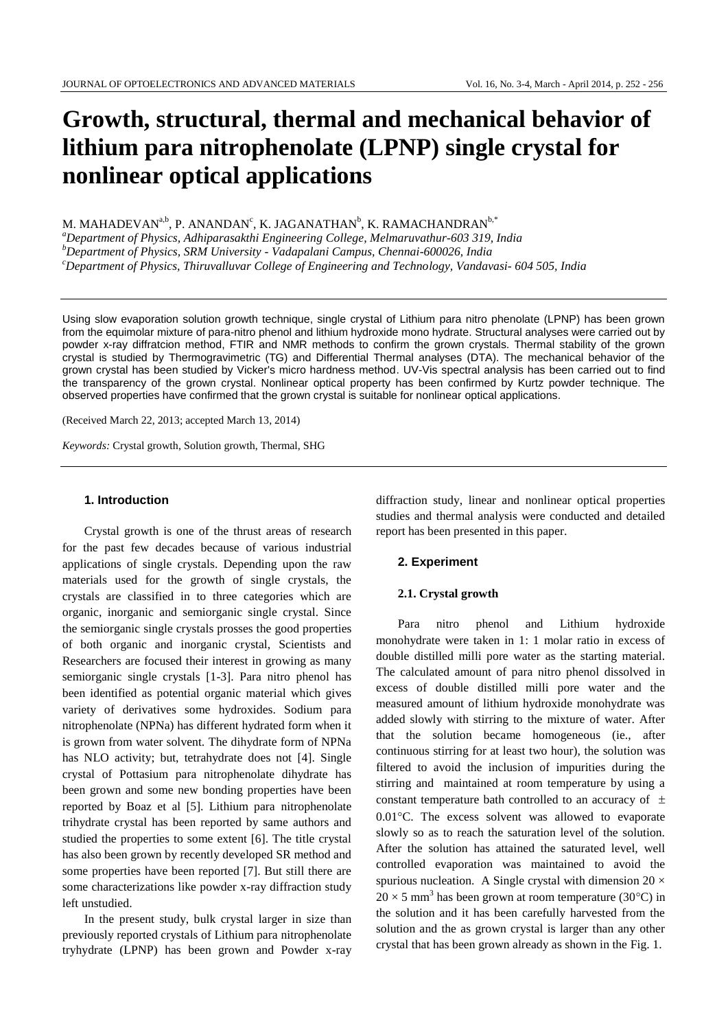# Growth, structural, thermal and mechanical behavior of lithium para nitrophenolate (LPNP) single crystal for nonlinear optical applications

M. MAHADEVAN[a,b], P. ANANDAN[c], K. JAGANATHAN[b], K. RAMACHANDRAN[b,*]

[a]*Department of Physics, Adhiparasakthi Engineering College, Melmaruvathur-603 319, India*
[b]*Department of Physics, SRM University - Vadapalani Campus, Chennai-600026, India*
[c]*Department of Physics, Thiruvalluvar College of Engineering and Technology, Vandavasi- 604 505, India*

Using slow evaporation solution growth technique, single crystal of Lithium para nitro phenolate (LPNP) has been grown from the equimolar mixture of para-nitro phenol and lithium hydroxide mono hydrate. Structural analyses were carried out by powder x-ray diffratcion method, FTIR and NMR methods to confirm the grown crystals. Thermal stability of the grown crystal is studied by Thermogravimetric (TG) and Differential Thermal analyses (DTA). The mechanical behavior of the grown crystal has been studied by Vicker's micro hardness method. UV-Vis spectral analysis has been carried out to find the transparency of the grown crystal. Nonlinear optical property has been confirmed by Kurtz powder technique. The observed properties have confirmed that the grown crystal is suitable for nonlinear optical applications.

(Received March 22, 2013; accepted March 13, 2014)

*Keywords:* Crystal growth, Solution growth, Thermal, SHG

## 1. Introduction

Crystal growth is one of the thrust areas of research for the past few decades because of various industrial applications of single crystals. Depending upon the raw materials used for the growth of single crystals, the crystals are classified in to three categories which are organic, inorganic and semiorganic single crystal. Since the semiorganic single crystals prosses the good properties of both organic and inorganic crystal, Scientists and Researchers are focused their interest in growing as many semiorganic single crystals [1-3]. Para nitro phenol has been identified as potential organic material which gives variety of derivatives some hydroxides. Sodium para nitrophenolate (NPNa) has different hydrated form when it is grown from water solvent. The dihydrate form of NPNa has NLO activity; but, tetrahydrate does not [4]. Single crystal of Pottasium para nitrophenolate dihydrate has been grown and some new bonding properties have been reported by Boaz et al [5]. Lithium para nitrophenolate trihydrate crystal has been reported by same authors and studied the properties to some extent [6]. The title crystal has also been grown by recently developed SR method and some properties have been reported [7]. But still there are some characterizations like powder x-ray diffraction study left unstudied.

In the present study, bulk crystal larger in size than previously reported crystals of Lithium para nitrophenolate tryhydrate (LPNP) has been grown and Powder x-ray diffraction study, linear and nonlinear optical properties studies and thermal analysis were conducted and detailed report has been presented in this paper.

## 2. Experiment

### 2.1. Crystal growth

Para nitro phenol and Lithium hydroxide monohydrate were taken in 1: 1 molar ratio in excess of double distilled milli pore water as the starting material. The calculated amount of para nitro phenol dissolved in excess of double distilled milli pore water and the measured amount of lithium hydroxide monohydrate was added slowly with stirring to the mixture of water. After that the solution became homogeneous (ie., after continuous stirring for at least two hour), the solution was filtered to avoid the inclusion of impurities during the stirring and maintained at room temperature by using a constant temperature bath controlled to an accuracy of $\pm$ 0.01°C. The excess solvent was allowed to evaporate slowly so as to reach the saturation level of the solution. After the solution has attained the saturated level, well controlled evaporation was maintained to avoid the spurious nucleation. A Single crystal with dimension $20 \times 20 \times 5$ mm$^3$ has been grown at room temperature (30°C) in the solution and it has been carefully harvested from the solution and the as grown crystal is larger than any other crystal that has been grown already as shown in the Fig. 1.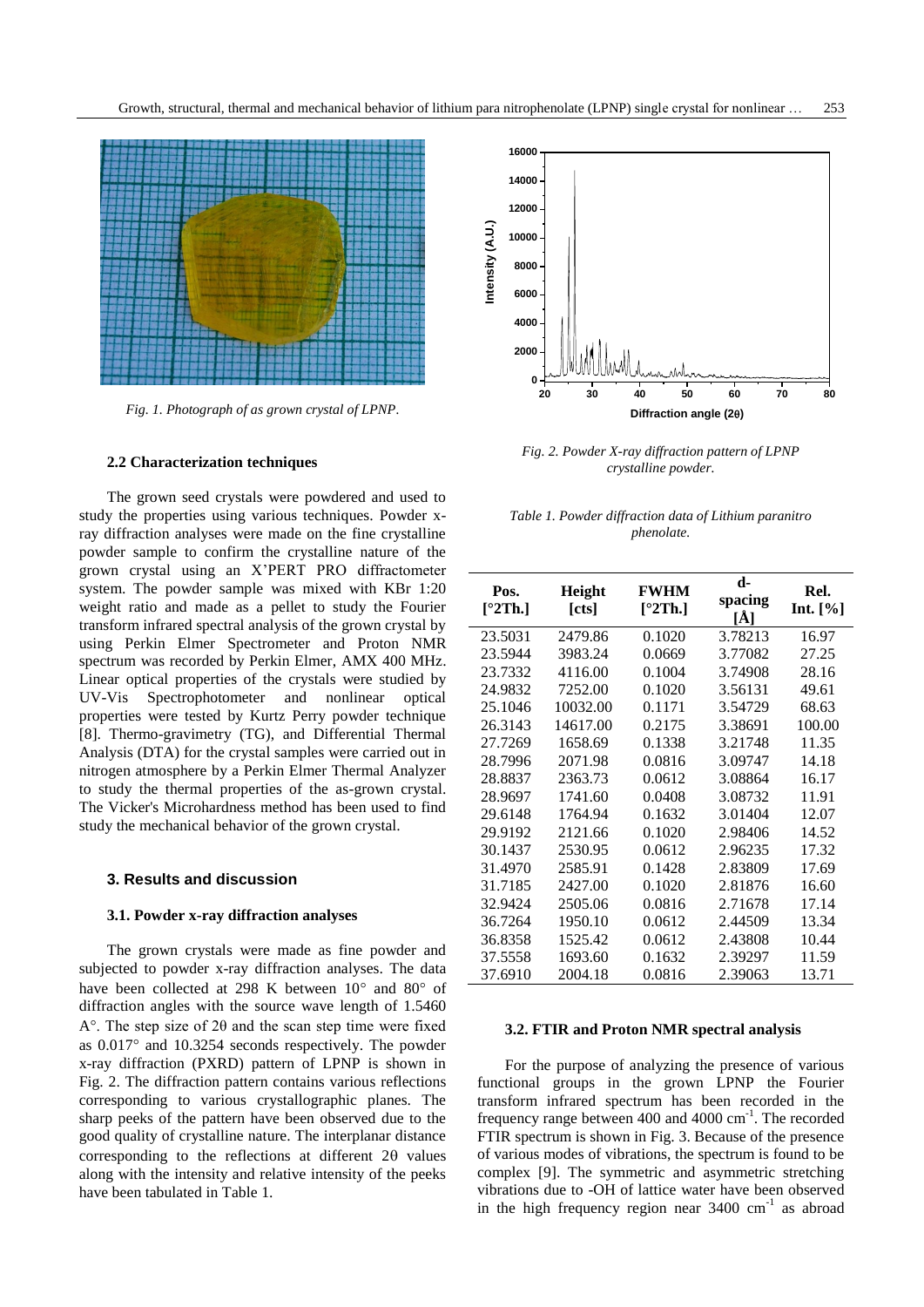*Fig. 1. Photograph of as grown crystal of LPNP.*

### 2.2 Characterization techniques

The grown seed crystals were powdered and used to study the properties using various techniques. Powder x-ray diffraction analyses were made on the fine crystalline powder sample to confirm the crystalline nature of the grown crystal using an X'PERT PRO diffractometer system. The powder sample was mixed with KBr 1:20 weight ratio and made as a pellet to study the Fourier transform infrared spectral analysis of the grown crystal by using Perkin Elmer Spectrometer and Proton NMR spectrum was recorded by Perkin Elmer, AMX 400 MHz. Linear optical properties of the crystals were studied by UV-Vis Spectrophotometer and nonlinear optical properties were tested by Kurtz Perry powder technique [8]. Thermo-gravimetry (TG), and Differential Thermal Analysis (DTA) for the crystal samples were carried out in nitrogen atmosphere by a Perkin Elmer Thermal Analyzer to study the thermal properties of the as-grown crystal. The Vicker's Microhardness method has been used to find study the mechanical behavior of the grown crystal.

## 3. Results and discussion

### 3.1. Powder x-ray diffraction analyses

The grown crystals were made as fine powder and subjected to powder x-ray diffraction analyses. The data have been collected at 298 K between 10° and 80° of diffraction angles with the source wave length of 1.5460 A°. The step size of 2θ and the scan step time were fixed as 0.017° and 10.3254 seconds respectively. The powder x-ray diffraction (PXRD) pattern of LPNP is shown in Fig. 2. The diffraction pattern contains various reflections corresponding to various crystallographic planes. The sharp peeks of the pattern have been observed due to the good quality of crystalline nature. The interplanar distance corresponding to the reflections at different 2θ values along with the intensity and relative intensity of the peeks have been tabulated in Table 1.

*Fig. 2. Powder X-ray diffraction pattern of LPNP crystalline powder.*

*Table 1. Powder diffraction data of Lithium paranitro phenolate.*

| Pos. [°2Th.] | Height [cts] | FWHM [°2Th.] | d-spacing [Å] | Rel. Int. [%] |
|---|---|---|---|---|
| 23.5031 | 2479.86 | 0.1020 | 3.78213 | 16.97 |
| 23.5944 | 3983.24 | 0.0669 | 3.77082 | 27.25 |
| 23.7332 | 4116.00 | 0.1004 | 3.74908 | 28.16 |
| 24.9832 | 7252.00 | 0.1020 | 3.56131 | 49.61 |
| 25.1046 | 10032.00 | 0.1171 | 3.54729 | 68.63 |
| 26.3143 | 14617.00 | 0.2175 | 3.38691 | 100.00 |
| 27.7269 | 1658.69 | 0.1338 | 3.21748 | 11.35 |
| 28.7996 | 2071.98 | 0.0816 | 3.09747 | 14.18 |
| 28.8837 | 2363.73 | 0.0612 | 3.08864 | 16.17 |
| 28.9697 | 1741.60 | 0.0408 | 3.08732 | 11.91 |
| 29.6148 | 1764.94 | 0.1632 | 3.01404 | 12.07 |
| 29.9192 | 2121.66 | 0.1020 | 2.98406 | 14.52 |
| 30.1437 | 2530.95 | 0.0612 | 2.96235 | 17.32 |
| 31.4970 | 2585.91 | 0.1428 | 2.83809 | 17.69 |
| 31.7185 | 2427.00 | 0.1020 | 2.81876 | 16.60 |
| 32.9424 | 2505.06 | 0.0816 | 2.71678 | 17.14 |
| 36.7264 | 1950.10 | 0.0612 | 2.44509 | 13.34 |
| 36.8358 | 1525.42 | 0.0612 | 2.43808 | 10.44 |
| 37.5558 | 1693.60 | 0.1632 | 2.39297 | 11.59 |
| 37.6910 | 2004.18 | 0.0816 | 2.39063 | 13.71 |

### 3.2. FTIR and Proton NMR spectral analysis

For the purpose of analyzing the presence of various functional groups in the grown LPNP the Fourier transform infrared spectrum has been recorded in the frequency range between 400 and 4000 cm$^{-1}$. The recorded FTIR spectrum is shown in Fig. 3. Because of the presence of various modes of vibrations, the spectrum is found to be complex [9]. The symmetric and asymmetric stretching vibrations due to -OH of lattice water have been observed in the high frequency region near 3400 cm$^{-1}$ as abroad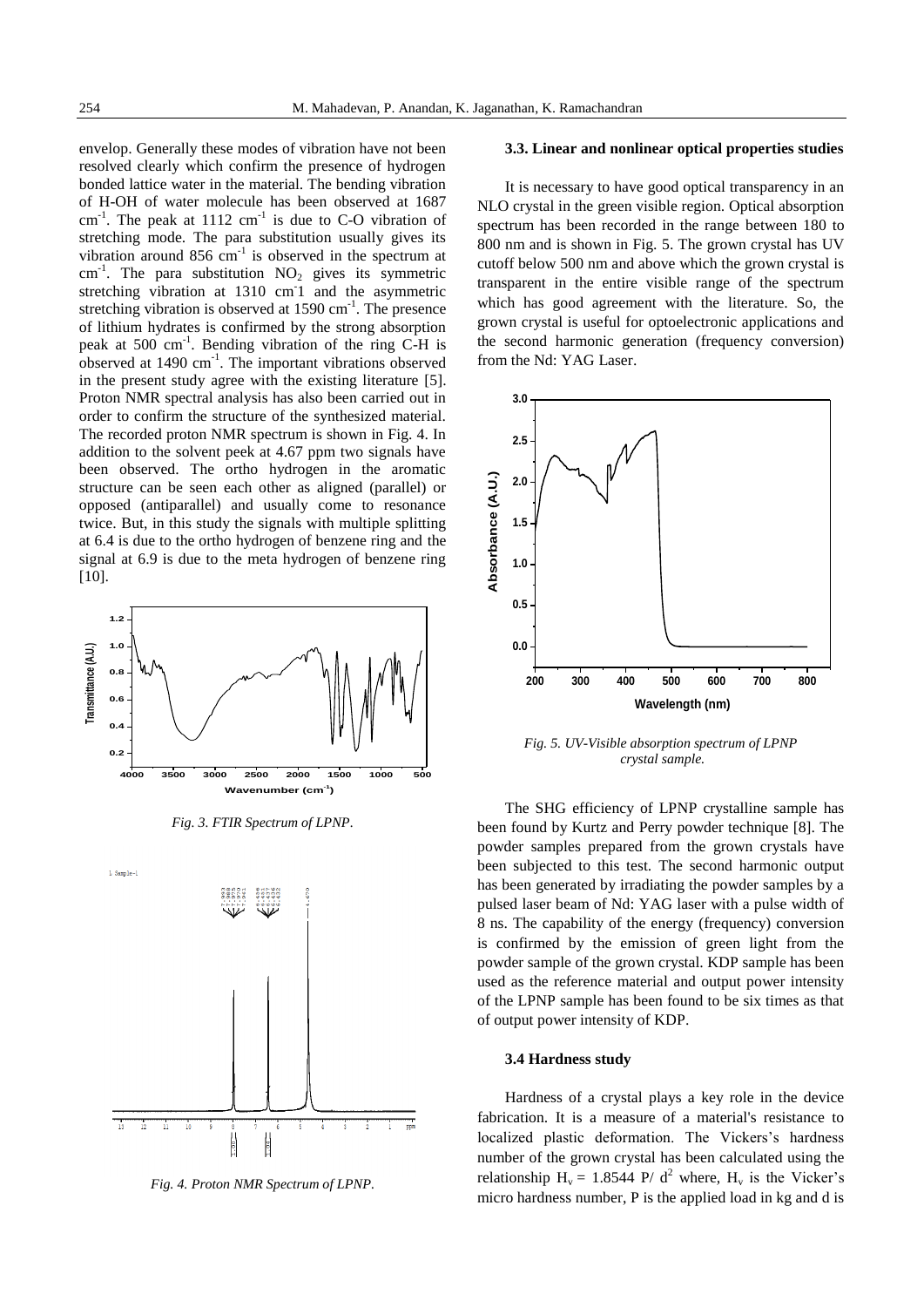envelop. Generally these modes of vibration have not been resolved clearly which confirm the presence of hydrogen bonded lattice water in the material. The bending vibration of H-OH of water molecule has been observed at 1687 $cm^{-1}$. The peak at 1112 $cm^{-1}$ is due to C-O vibration of stretching mode. The para substitution usually gives its vibration around 856 $cm^{-1}$ is observed in the spectrum at $cm^{-1}$. The para substitution $NO_2$ gives its symmetric stretching vibration at 1310 cm-1 and the asymmetric stretching vibration is observed at 1590 $cm^{-1}$. The presence of lithium hydrates is confirmed by the strong absorption peak at 500 $cm^{-1}$. Bending vibration of the ring C-H is observed at 1490 $cm^{-1}$. The important vibrations observed in the present study agree with the existing literature [5]. Proton NMR spectral analysis has also been carried out in order to confirm the structure of the synthesized material. The recorded proton NMR spectrum is shown in Fig. 4. In addition to the solvent peek at 4.67 ppm two signals have been observed. The ortho hydrogen in the aromatic structure can be seen each other as aligned (parallel) or opposed (antiparallel) and usually come to resonance twice. But, in this study the signals with multiple splitting at 6.4 is due to the ortho hydrogen of benzene ring and the signal at 6.9 is due to the meta hydrogen of benzene ring [10].

Transmittance (A.U.)
1.2
1.0
0.8
0.6
0.4
0.2
4000 3500 3000 2500 2000 1500 1000 500
Wavenumber ($cm^{-1}$)

*Fig. 3. FTIR Spectrum of LPNP.*

1 Sample-1

13 12 11 10 9 8 7 6 5 4 3 2 1 ppm

*Fig. 4. Proton NMR Spectrum of LPNP.*

### 3.3. Linear and nonlinear optical properties studies

It is necessary to have good optical transparency in an NLO crystal in the green visible region. Optical absorption spectrum has been recorded in the range between 180 to 800 nm and is shown in Fig. 5. The grown crystal has UV cutoff below 500 nm and above which the grown crystal is transparent in the entire visible range of the spectrum which has good agreement with the literature. So, the grown crystal is useful for optoelectronic applications and the second harmonic generation (frequency conversion) from the Nd: YAG Laser.

Absorbance (A.U.)
3.0
2.5
2.0
1.5
1.0
0.5
0.0
200 300 400 500 600 700 800
Wavelength (nm)

*Fig. 5. UV-Visible absorption spectrum of LPNP crystal sample.*

The SHG efficiency of LPNP crystalline sample has been found by Kurtz and Perry powder technique [8]. The powder samples prepared from the grown crystals have been subjected to this test. The second harmonic output has been generated by irradiating the powder samples by a pulsed laser beam of Nd: YAG laser with a pulse width of 8 ns. The capability of the energy (frequency) conversion is confirmed by the emission of green light from the powder sample of the grown crystal. KDP sample has been used as the reference material and output power intensity of the LPNP sample has been found to be six times as that of output power intensity of KDP.

### 3.4 Hardness study

Hardness of a crystal plays a key role in the device fabrication. It is a measure of a material's resistance to localized plastic deformation. The Vickers's hardness number of the grown crystal has been calculated using the relationship $H_v = 1.8544\ P/\ d^2$ where, $H_v$ is the Vicker's micro hardness number, P is the applied load in kg and d is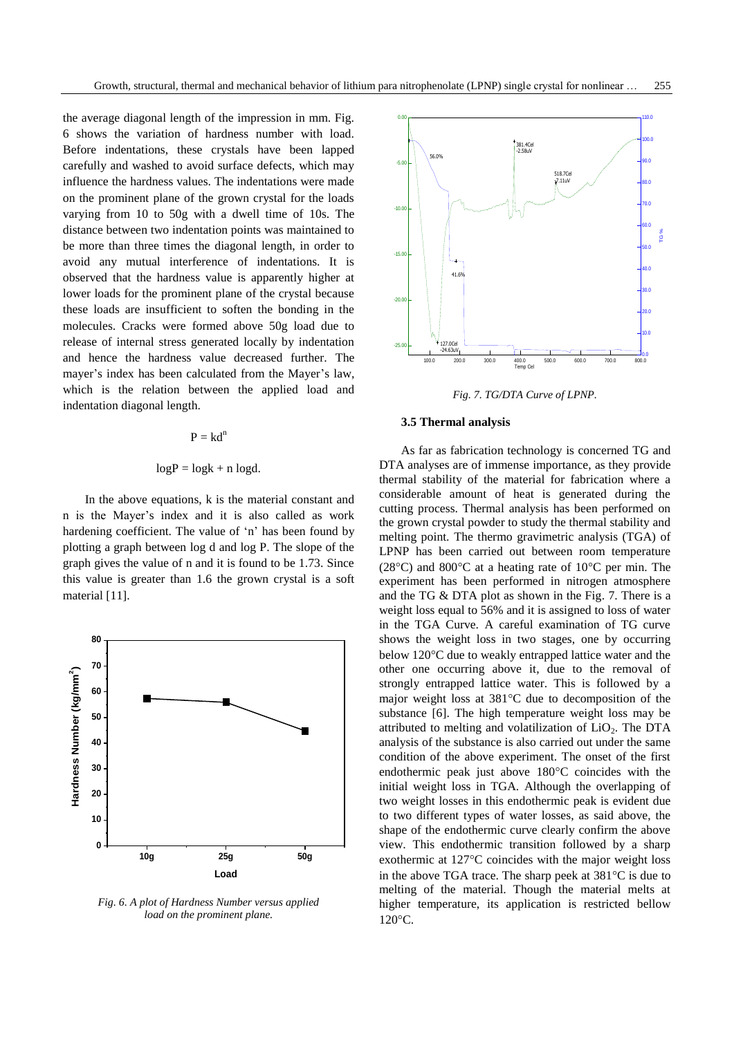the average diagonal length of the impression in mm. Fig. 6 shows the variation of hardness number with load. Before indentations, these crystals have been lapped carefully and washed to avoid surface defects, which may influence the hardness values. The indentations were made on the prominent plane of the grown crystal for the loads varying from 10 to 50g with a dwell time of 10s. The distance between two indentation points was maintained to be more than three times the diagonal length, in order to avoid any mutual interference of indentations. It is observed that the hardness value is apparently higher at lower loads for the prominent plane of the crystal because these loads are insufficient to soften the bonding in the molecules. Cracks were formed above 50g load due to release of internal stress generated locally by indentation and hence the hardness value decreased further. The mayer's index has been calculated from the Mayer's law, which is the relation between the applied load and indentation diagonal length.

$$P = kd^n$$

$$\log P = \log k + n \log d.$$

In the above equations, k is the material constant and n is the Mayer's index and it is also called as work hardening coefficient. The value of 'n' has been found by plotting a graph between log d and log P. The slope of the graph gives the value of n and it is found to be 1.73. Since this value is greater than 1.6 the grown crystal is a soft material [11].

Hardness Number (kg/mm²)
0
10
20
30
40
50
60
70
80
10g
25g
50g
Load

*Fig. 6. A plot of Hardness Number versus applied load on the prominent plane.*

0.00
-5.00
-10.00
-15.00
-20.00
-25.00
100.0
200.0
300.0
400.0
500.0
600.0
700.0
800.0
Temp Cel
110.0
100.0
90.0
80.0
70.0
60.0
50.0
40.0
30.0
20.0
10.0
0.0
TG %
56.0%
41.6%
381.4Cel
-2.58uV
518.7Cel
-7.11uV
127.0Cel
-24.63uV

*Fig. 7. TG/DTA Curve of LPNP.*

### 3.5 Thermal analysis

As far as fabrication technology is concerned TG and DTA analyses are of immense importance, as they provide thermal stability of the material for fabrication where a considerable amount of heat is generated during the cutting process. Thermal analysis has been performed on the grown crystal powder to study the thermal stability and melting point. The thermo gravimetric analysis (TGA) of LPNP has been carried out between room temperature (28°C) and 800°C at a heating rate of 10°C per min. The experiment has been performed in nitrogen atmosphere and the TG & DTA plot as shown in the Fig. 7. There is a weight loss equal to 56% and it is assigned to loss of water in the TGA Curve. A careful examination of TG curve shows the weight loss in two stages, one by occurring below 120°C due to weakly entrapped lattice water and the other one occurring above it, due to the removal of strongly entrapped lattice water. This is followed by a major weight loss at 381°C due to decomposition of the substance [6]. The high temperature weight loss may be attributed to melting and volatilization of $LiO_2$. The DTA analysis of the substance is also carried out under the same condition of the above experiment. The onset of the first endothermic peak just above 180°C coincides with the initial weight loss in TGA. Although the overlapping of two weight losses in this endothermic peak is evident due to two different types of water losses, as said above, the shape of the endothermic curve clearly confirm the above view. This endothermic transition followed by a sharp exothermic at 127°C coincides with the major weight loss in the above TGA trace. The sharp peek at 381°C is due to melting of the material. Though the material melts at higher temperature, its application is restricted bellow 120°C.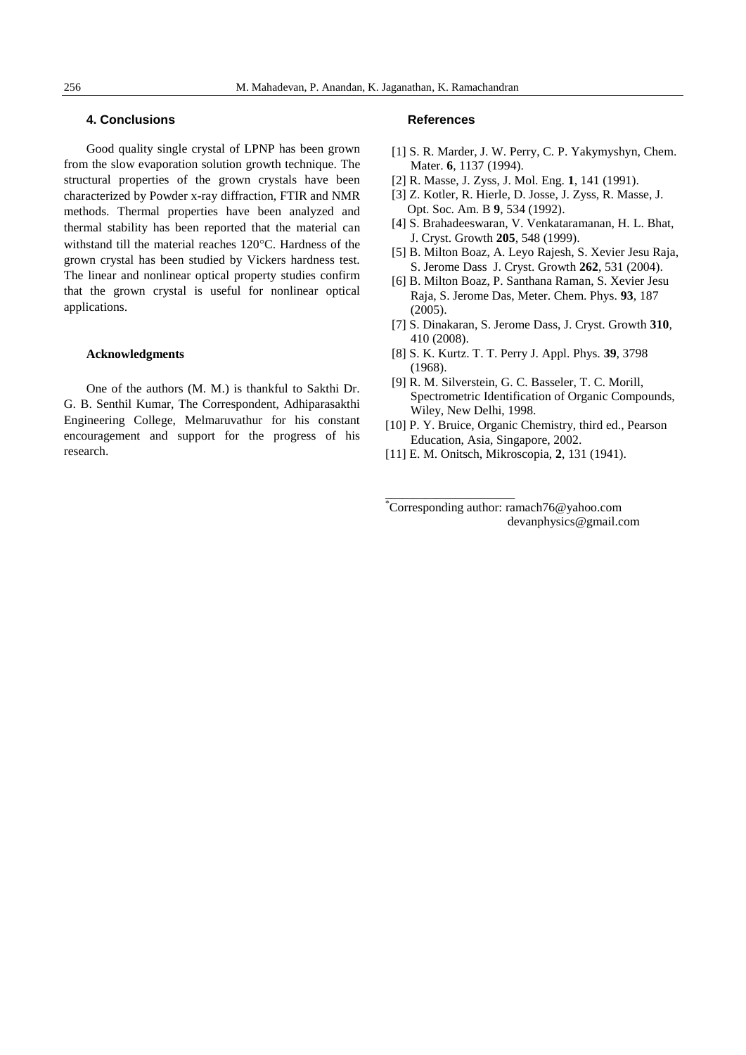## 4. Conclusions

Good quality single crystal of LPNP has been grown from the slow evaporation solution growth technique. The structural properties of the grown crystals have been characterized by Powder x-ray diffraction, FTIR and NMR methods. Thermal properties have been analyzed and thermal stability has been reported that the material can withstand till the material reaches 120°C. Hardness of the grown crystal has been studied by Vickers hardness test. The linear and nonlinear optical property studies confirm that the grown crystal is useful for nonlinear optical applications.

### Acknowledgments

One of the authors (M. M.) is thankful to Sakthi Dr. G. B. Senthil Kumar, The Correspondent, Adhiparasakthi Engineering College, Melmaruvathur for his constant encouragement and support for the progress of his research.

## References

[1] S. R. Marder, J. W. Perry, C. P. Yakymyshyn, Chem. Mater. **6**, 1137 (1994).

[2] R. Masse, J. Zyss, J. Mol. Eng. **1**, 141 (1991).

[3] Z. Kotler, R. Hierle, D. Josse, J. Zyss, R. Masse, J. Opt. Soc. Am. B **9**, 534 (1992).

[4] S. Brahadeeswaran, V. Venkataramanan, H. L. Bhat, J. Cryst. Growth **205**, 548 (1999).

[5] B. Milton Boaz, A. Leyo Rajesh, S. Xevier Jesu Raja, S. Jerome Dass J. Cryst. Growth **262**, 531 (2004).

[6] B. Milton Boaz, P. Santhana Raman, S. Xevier Jesu Raja, S. Jerome Das, Meter. Chem. Phys. **93**, 187 (2005).

[7] S. Dinakaran, S. Jerome Dass, J. Cryst. Growth **310**, 410 (2008).

[8] S. K. Kurtz. T. T. Perry J. Appl. Phys. **39**, 3798 (1968).

[9] R. M. Silverstein, G. C. Basseler, T. C. Morill, Spectrometric Identification of Organic Compounds, Wiley, New Delhi, 1998.

[10] P. Y. Bruice, Organic Chemistry, third ed., Pearson Education, Asia, Singapore, 2002.

[11] E. M. Onitsch, Mikroscopia, **2**, 131 (1941).

---

*Corresponding author: ramach76@yahoo.com
devanphysics@gmail.com